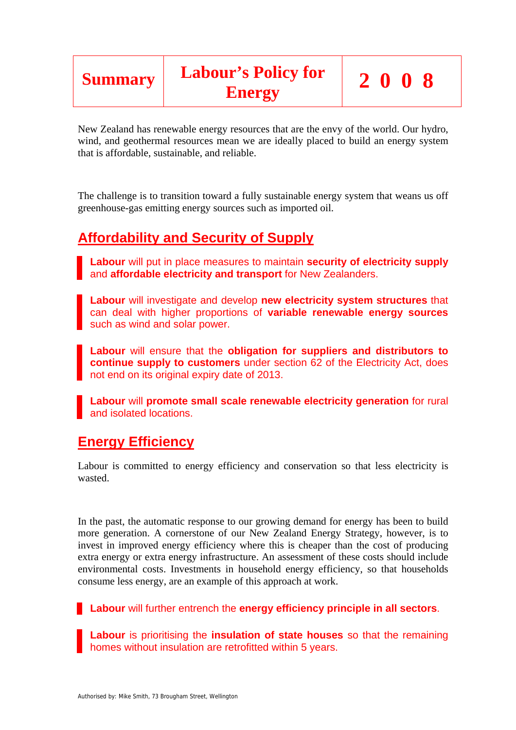| Summary | Labour's Policy for Energy | 2 0 0 8 |
|---|---|---|

New Zealand has renewable energy resources that are the envy of the world. Our hydro, wind, and geothermal resources mean we are ideally placed to build an energy system that is affordable, sustainable, and reliable.

The challenge is to transition toward a fully sustainable energy system that weans us off greenhouse-gas emitting energy sources such as imported oil.

## Affordability and Security of Supply

**Labour** will put in place measures to maintain **security of electricity supply** and **affordable electricity and transport** for New Zealanders.

**Labour** will investigate and develop **new electricity system structures** that can deal with higher proportions of **variable renewable energy sources** such as wind and solar power.

**Labour** will ensure that the **obligation for suppliers and distributors to continue supply to customers** under section 62 of the Electricity Act, does not end on its original expiry date of 2013.

**Labour** will **promote small scale renewable electricity generation** for rural and isolated locations.

## Energy Efficiency

Labour is committed to energy efficiency and conservation so that less electricity is wasted.

In the past, the automatic response to our growing demand for energy has been to build more generation. A cornerstone of our New Zealand Energy Strategy, however, is to invest in improved energy efficiency where this is cheaper than the cost of producing extra energy or extra energy infrastructure. An assessment of these costs should include environmental costs. Investments in household energy efficiency, so that households consume less energy, are an example of this approach at work.

**Labour** will further entrench the **energy efficiency principle in all sectors**.

**Labour** is prioritising the **insulation of state houses** so that the remaining homes without insulation are retrofitted within 5 years.

Authorised by: Mike Smith, 73 Brougham Street, Wellington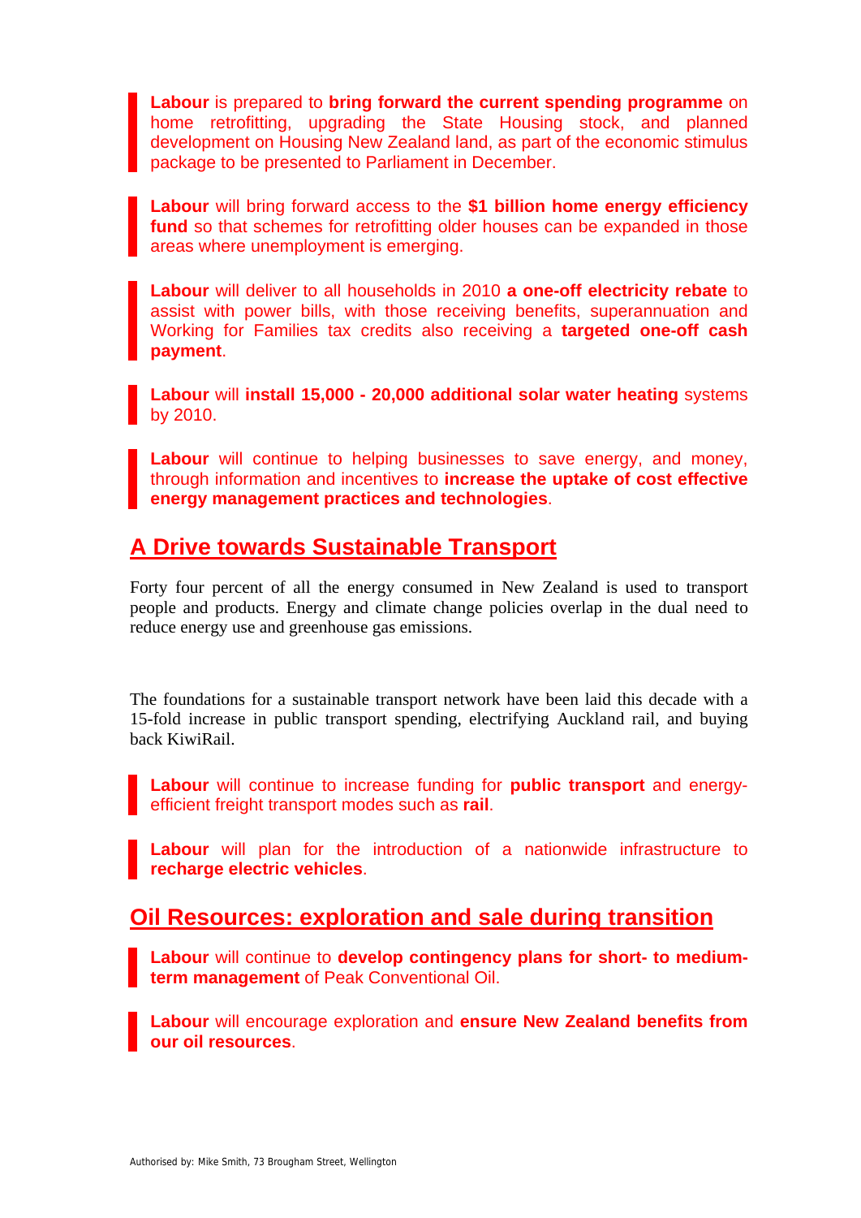**Labour** is prepared to **bring forward the current spending programme** on home retrofitting, upgrading the State Housing stock, and planned development on Housing New Zealand land, as part of the economic stimulus package to be presented to Parliament in December.

**Labour** will bring forward access to the **$1 billion home energy efficiency fund** so that schemes for retrofitting older houses can be expanded in those areas where unemployment is emerging.

**Labour** will deliver to all households in 2010 **a one-off electricity rebate** to assist with power bills, with those receiving benefits, superannuation and Working for Families tax credits also receiving a **targeted one-off cash payment**.

**Labour** will **install 15,000 - 20,000 additional solar water heating** systems by 2010.

**Labour** will continue to helping businesses to save energy, and money, through information and incentives to **increase the uptake of cost effective energy management practices and technologies**.

## A Drive towards Sustainable Transport

Forty four percent of all the energy consumed in New Zealand is used to transport people and products. Energy and climate change policies overlap in the dual need to reduce energy use and greenhouse gas emissions.

The foundations for a sustainable transport network have been laid this decade with a 15-fold increase in public transport spending, electrifying Auckland rail, and buying back KiwiRail.

**Labour** will continue to increase funding for **public transport** and energy-efficient freight transport modes such as **rail**.

**Labour** will plan for the introduction of a nationwide infrastructure to **recharge electric vehicles**.

## Oil Resources: exploration and sale during transition

**Labour** will continue to **develop contingency plans for short- to medium-term management** of Peak Conventional Oil.

**Labour** will encourage exploration and **ensure New Zealand benefits from our oil resources**.

Authorised by: Mike Smith, 73 Brougham Street, Wellington